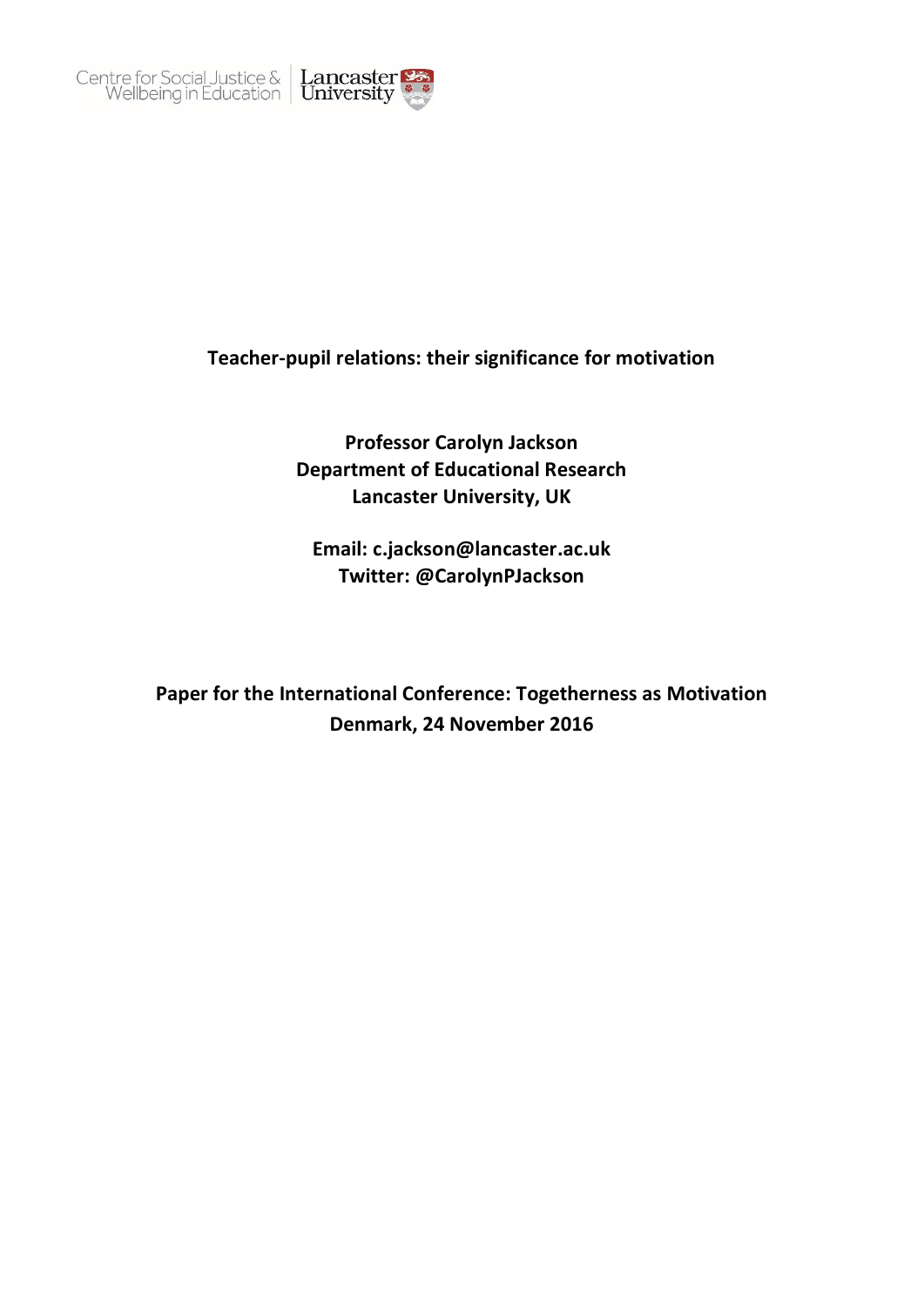Centre for Social Justice & Wellbeing in Education | Lancaster University

# Teacher-pupil relations: their significance for motivation

**Professor Carolyn Jackson**
**Department of Educational Research**
**Lancaster University, UK**

**Email: c.jackson@lancaster.ac.uk**
**Twitter: @CarolynPJackson**

**Paper for the International Conference: Togetherness as Motivation**
**Denmark, 24 November 2016**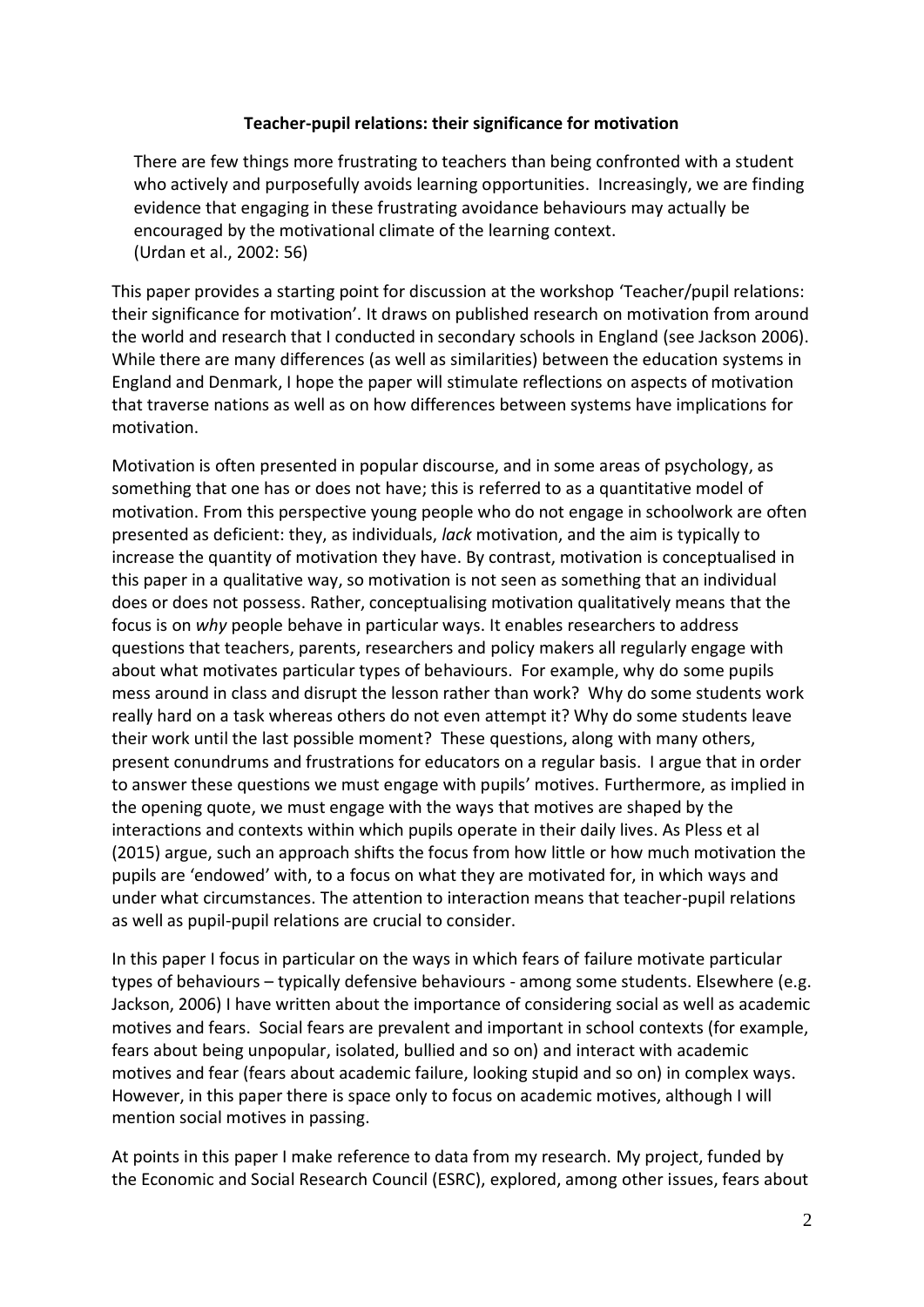**Teacher-pupil relations: their significance for motivation**

> There are few things more frustrating to teachers than being confronted with a student who actively and purposefully avoids learning opportunities. Increasingly, we are finding evidence that engaging in these frustrating avoidance behaviours may actually be encouraged by the motivational climate of the learning context.
> (Urdan et al., 2002: 56)

This paper provides a starting point for discussion at the workshop 'Teacher/pupil relations: their significance for motivation'. It draws on published research on motivation from around the world and research that I conducted in secondary schools in England (see Jackson 2006). While there are many differences (as well as similarities) between the education systems in England and Denmark, I hope the paper will stimulate reflections on aspects of motivation that traverse nations as well as on how differences between systems have implications for motivation.

Motivation is often presented in popular discourse, and in some areas of psychology, as something that one has or does not have; this is referred to as a quantitative model of motivation. From this perspective young people who do not engage in schoolwork are often presented as deficient: they, as individuals, *lack* motivation, and the aim is typically to increase the quantity of motivation they have. By contrast, motivation is conceptualised in this paper in a qualitative way, so motivation is not seen as something that an individual does or does not possess. Rather, conceptualising motivation qualitatively means that the focus is on *why* people behave in particular ways. It enables researchers to address questions that teachers, parents, researchers and policy makers all regularly engage with about what motivates particular types of behaviours. For example, why do some pupils mess around in class and disrupt the lesson rather than work? Why do some students work really hard on a task whereas others do not even attempt it? Why do some students leave their work until the last possible moment? These questions, along with many others, present conundrums and frustrations for educators on a regular basis. I argue that in order to answer these questions we must engage with pupils' motives. Furthermore, as implied in the opening quote, we must engage with the ways that motives are shaped by the interactions and contexts within which pupils operate in their daily lives. As Pless et al (2015) argue, such an approach shifts the focus from how little or how much motivation the pupils are 'endowed' with, to a focus on what they are motivated for, in which ways and under what circumstances. The attention to interaction means that teacher-pupil relations as well as pupil-pupil relations are crucial to consider.

In this paper I focus in particular on the ways in which fears of failure motivate particular types of behaviours – typically defensive behaviours - among some students. Elsewhere (e.g. Jackson, 2006) I have written about the importance of considering social as well as academic motives and fears. Social fears are prevalent and important in school contexts (for example, fears about being unpopular, isolated, bullied and so on) and interact with academic motives and fear (fears about academic failure, looking stupid and so on) in complex ways. However, in this paper there is space only to focus on academic motives, although I will mention social motives in passing.

At points in this paper I make reference to data from my research. My project, funded by the Economic and Social Research Council (ESRC), explored, among other issues, fears about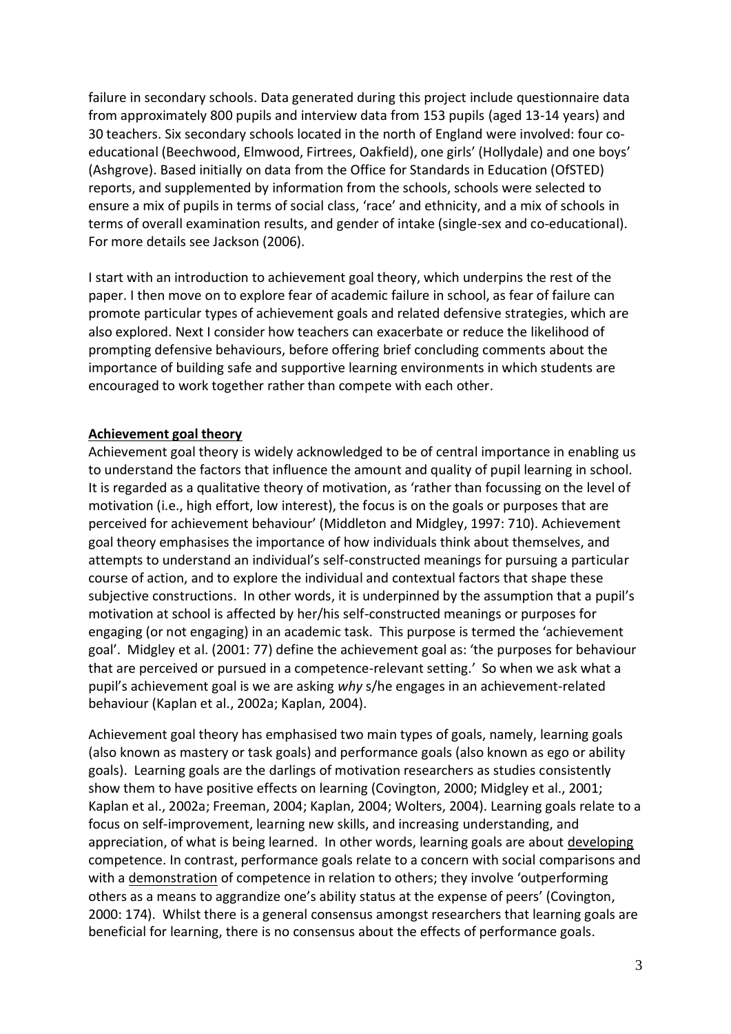failure in secondary schools. Data generated during this project include questionnaire data from approximately 800 pupils and interview data from 153 pupils (aged 13-14 years) and 30 teachers. Six secondary schools located in the north of England were involved: four co-educational (Beechwood, Elmwood, Firtrees, Oakfield), one girls' (Hollydale) and one boys' (Ashgrove). Based initially on data from the Office for Standards in Education (OfSTED) reports, and supplemented by information from the schools, schools were selected to ensure a mix of pupils in terms of social class, 'race' and ethnicity, and a mix of schools in terms of overall examination results, and gender of intake (single-sex and co-educational). For more details see Jackson (2006).

I start with an introduction to achievement goal theory, which underpins the rest of the paper. I then move on to explore fear of academic failure in school, as fear of failure can promote particular types of achievement goals and related defensive strategies, which are also explored. Next I consider how teachers can exacerbate or reduce the likelihood of prompting defensive behaviours, before offering brief concluding comments about the importance of building safe and supportive learning environments in which students are encouraged to work together rather than compete with each other.

## Achievement goal theory

Achievement goal theory is widely acknowledged to be of central importance in enabling us to understand the factors that influence the amount and quality of pupil learning in school. It is regarded as a qualitative theory of motivation, as 'rather than focussing on the level of motivation (i.e., high effort, low interest), the focus is on the goals or purposes that are perceived for achievement behaviour' (Middleton and Midgley, 1997: 710). Achievement goal theory emphasises the importance of how individuals think about themselves, and attempts to understand an individual's self-constructed meanings for pursuing a particular course of action, and to explore the individual and contextual factors that shape these subjective constructions. In other words, it is underpinned by the assumption that a pupil's motivation at school is affected by her/his self-constructed meanings or purposes for engaging (or not engaging) in an academic task. This purpose is termed the 'achievement goal'. Midgley et al. (2001: 77) define the achievement goal as: 'the purposes for behaviour that are perceived or pursued in a competence-relevant setting.' So when we ask what a pupil's achievement goal is we are asking *why* s/he engages in an achievement-related behaviour (Kaplan et al., 2002a; Kaplan, 2004).

Achievement goal theory has emphasised two main types of goals, namely, learning goals (also known as mastery or task goals) and performance goals (also known as ego or ability goals). Learning goals are the darlings of motivation researchers as studies consistently show them to have positive effects on learning (Covington, 2000; Midgley et al., 2001; Kaplan et al., 2002a; Freeman, 2004; Kaplan, 2004; Wolters, 2004). Learning goals relate to a focus on self-improvement, learning new skills, and increasing understanding, and appreciation, of what is being learned. In other words, learning goals are about developing competence. In contrast, performance goals relate to a concern with social comparisons and with a demonstration of competence in relation to others; they involve 'outperforming others as a means to aggrandize one's ability status at the expense of peers' (Covington, 2000: 174). Whilst there is a general consensus amongst researchers that learning goals are beneficial for learning, there is no consensus about the effects of performance goals.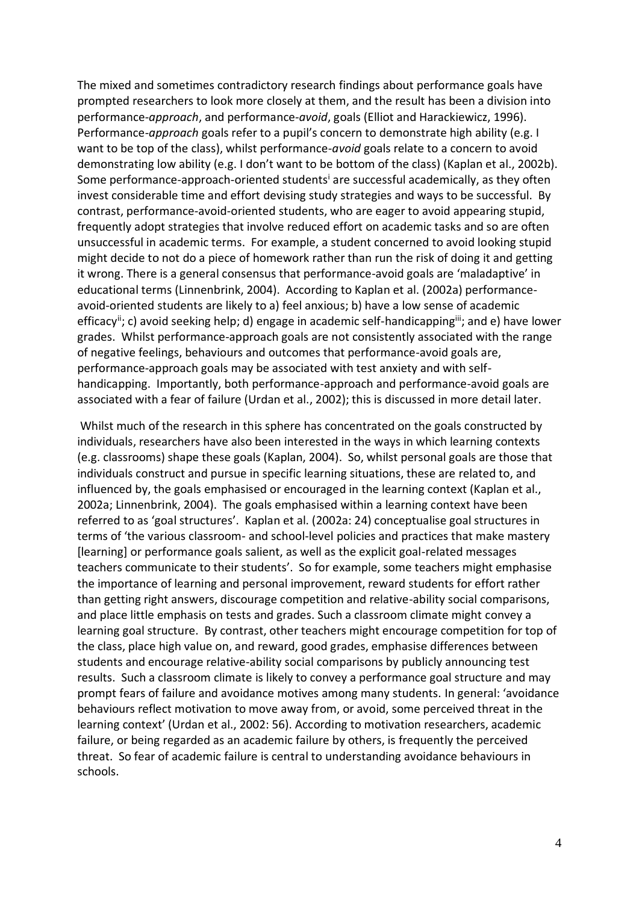The mixed and sometimes contradictory research findings about performance goals have prompted researchers to look more closely at them, and the result has been a division into performance-*approach*, and performance-*avoid*, goals (Elliot and Harackiewicz, 1996). Performance-*approach* goals refer to a pupil's concern to demonstrate high ability (e.g. I want to be top of the class), whilst performance-*avoid* goals relate to a concern to avoid demonstrating low ability (e.g. I don't want to be bottom of the class) (Kaplan et al., 2002b). Some performance-approach-oriented students[i] are successful academically, as they often invest considerable time and effort devising study strategies and ways to be successful. By contrast, performance-avoid-oriented students, who are eager to avoid appearing stupid, frequently adopt strategies that involve reduced effort on academic tasks and so are often unsuccessful in academic terms. For example, a student concerned to avoid looking stupid might decide to not do a piece of homework rather than run the risk of doing it and getting it wrong. There is a general consensus that performance-avoid goals are 'maladaptive' in educational terms (Linnenbrink, 2004). According to Kaplan et al. (2002a) performance-avoid-oriented students are likely to a) feel anxious; b) have a low sense of academic efficacy[ii]; c) avoid seeking help; d) engage in academic self-handicapping[iii]; and e) have lower grades. Whilst performance-approach goals are not consistently associated with the range of negative feelings, behaviours and outcomes that performance-avoid goals are, performance-approach goals may be associated with test anxiety and with self-handicapping. Importantly, both performance-approach and performance-avoid goals are associated with a fear of failure (Urdan et al., 2002); this is discussed in more detail later.

Whilst much of the research in this sphere has concentrated on the goals constructed by individuals, researchers have also been interested in the ways in which learning contexts (e.g. classrooms) shape these goals (Kaplan, 2004). So, whilst personal goals are those that individuals construct and pursue in specific learning situations, these are related to, and influenced by, the goals emphasised or encouraged in the learning context (Kaplan et al., 2002a; Linnenbrink, 2004). The goals emphasised within a learning context have been referred to as 'goal structures'. Kaplan et al. (2002a: 24) conceptualise goal structures in terms of 'the various classroom- and school-level policies and practices that make mastery [learning] or performance goals salient, as well as the explicit goal-related messages teachers communicate to their students'. So for example, some teachers might emphasise the importance of learning and personal improvement, reward students for effort rather than getting right answers, discourage competition and relative-ability social comparisons, and place little emphasis on tests and grades. Such a classroom climate might convey a learning goal structure. By contrast, other teachers might encourage competition for top of the class, place high value on, and reward, good grades, emphasise differences between students and encourage relative-ability social comparisons by publicly announcing test results. Such a classroom climate is likely to convey a performance goal structure and may prompt fears of failure and avoidance motives among many students. In general: 'avoidance behaviours reflect motivation to move away from, or avoid, some perceived threat in the learning context' (Urdan et al., 2002: 56). According to motivation researchers, academic failure, or being regarded as an academic failure by others, is frequently the perceived threat. So fear of academic failure is central to understanding avoidance behaviours in schools.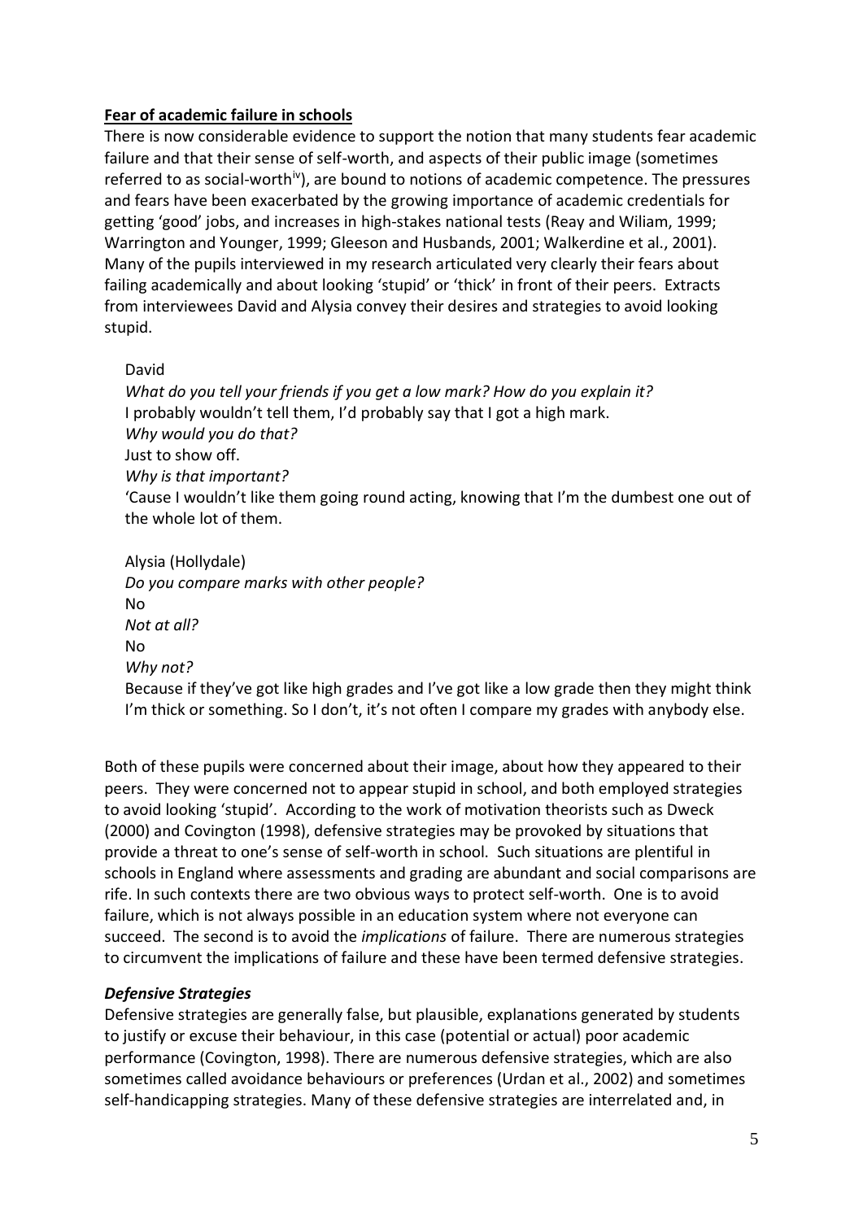**Fear of academic failure in schools**

There is now considerable evidence to support the notion that many students fear academic failure and that their sense of self-worth, and aspects of their public image (sometimes referred to as social-worth[iv]), are bound to notions of academic competence. The pressures and fears have been exacerbated by the growing importance of academic credentials for getting 'good' jobs, and increases in high-stakes national tests (Reay and Wiliam, 1999; Warrington and Younger, 1999; Gleeson and Husbands, 2001; Walkerdine et al., 2001). Many of the pupils interviewed in my research articulated very clearly their fears about failing academically and about looking 'stupid' or 'thick' in front of their peers. Extracts from interviewees David and Alysia convey their desires and strategies to avoid looking stupid.

> David
> *What do you tell your friends if you get a low mark? How do you explain it?*
> I probably wouldn't tell them, I'd probably say that I got a high mark.
> *Why would you do that?*
> Just to show off.
> *Why is that important?*
> 'Cause I wouldn't like them going round acting, knowing that I'm the dumbest one out of the whole lot of them.
>
> Alysia (Hollydale)
> *Do you compare marks with other people?*
> No
> *Not at all?*
> No
> *Why not?*
> Because if they've got like high grades and I've got like a low grade then they might think I'm thick or something. So I don't, it's not often I compare my grades with anybody else.

Both of these pupils were concerned about their image, about how they appeared to their peers. They were concerned not to appear stupid in school, and both employed strategies to avoid looking 'stupid'. According to the work of motivation theorists such as Dweck (2000) and Covington (1998), defensive strategies may be provoked by situations that provide a threat to one's sense of self-worth in school. Such situations are plentiful in schools in England where assessments and grading are abundant and social comparisons are rife. In such contexts there are two obvious ways to protect self-worth. One is to avoid failure, which is not always possible in an education system where not everyone can succeed. The second is to avoid the *implications* of failure. There are numerous strategies to circumvent the implications of failure and these have been termed defensive strategies.

### *Defensive Strategies*

Defensive strategies are generally false, but plausible, explanations generated by students to justify or excuse their behaviour, in this case (potential or actual) poor academic performance (Covington, 1998). There are numerous defensive strategies, which are also sometimes called avoidance behaviours or preferences (Urdan et al., 2002) and sometimes self-handicapping strategies. Many of these defensive strategies are interrelated and, in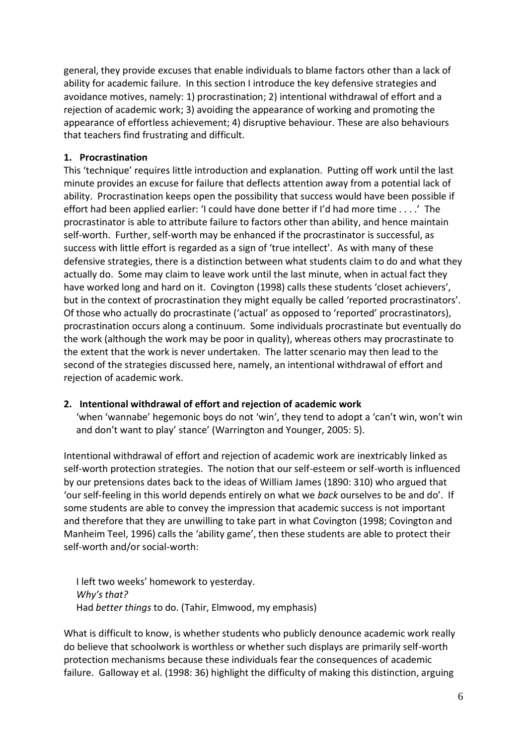general, they provide excuses that enable individuals to blame factors other than a lack of ability for academic failure. In this section I introduce the key defensive strategies and avoidance motives, namely: 1) procrastination; 2) intentional withdrawal of effort and a rejection of academic work; 3) avoiding the appearance of working and promoting the appearance of effortless achievement; 4) disruptive behaviour. These are also behaviours that teachers find frustrating and difficult.

**1. Procrastination**

This 'technique' requires little introduction and explanation. Putting off work until the last minute provides an excuse for failure that deflects attention away from a potential lack of ability. Procrastination keeps open the possibility that success would have been possible if effort had been applied earlier: 'I could have done better if I'd had more time . . . .' The procrastinator is able to attribute failure to factors other than ability, and hence maintain self-worth. Further, self-worth may be enhanced if the procrastinator is successful, as success with little effort is regarded as a sign of 'true intellect'. As with many of these defensive strategies, there is a distinction between what students claim to do and what they actually do. Some may claim to leave work until the last minute, when in actual fact they have worked long and hard on it. Covington (1998) calls these students 'closet achievers', but in the context of procrastination they might equally be called 'reported procrastinators'. Of those who actually do procrastinate ('actual' as opposed to 'reported' procrastinators), procrastination occurs along a continuum. Some individuals procrastinate but eventually do the work (although the work may be poor in quality), whereas others may procrastinate to the extent that the work is never undertaken. The latter scenario may then lead to the second of the strategies discussed here, namely, an intentional withdrawal of effort and rejection of academic work.

**2. Intentional withdrawal of effort and rejection of academic work**

> 'when 'wannabe' hegemonic boys do not 'win', they tend to adopt a 'can't win, won't win and don't want to play' stance' (Warrington and Younger, 2005: 5).

Intentional withdrawal of effort and rejection of academic work are inextricably linked as self-worth protection strategies. The notion that our self-esteem or self-worth is influenced by our pretensions dates back to the ideas of William James (1890: 310) who argued that 'our self-feeling in this world depends entirely on what we *back* ourselves to be and do'. If some students are able to convey the impression that academic success is not important and therefore that they are unwilling to take part in what Covington (1998; Covington and Manheim Teel, 1996) calls the 'ability game', then these students are able to protect their self-worth and/or social-worth:

> I left two weeks' homework to yesterday.
> *Why's that?*
> Had *better things* to do. (Tahir, Elmwood, my emphasis)

What is difficult to know, is whether students who publicly denounce academic work really do believe that schoolwork is worthless or whether such displays are primarily self-worth protection mechanisms because these individuals fear the consequences of academic failure. Galloway et al. (1998: 36) highlight the difficulty of making this distinction, arguing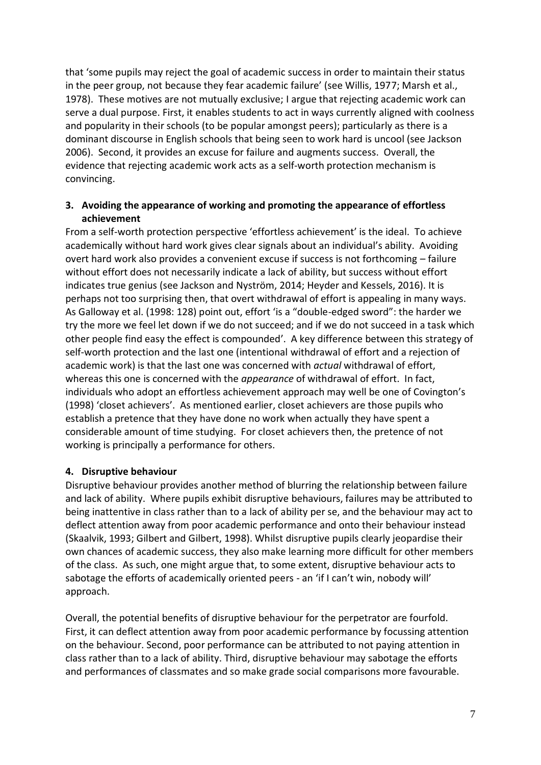that 'some pupils may reject the goal of academic success in order to maintain their status in the peer group, not because they fear academic failure' (see Willis, 1977; Marsh et al., 1978). These motives are not mutually exclusive; I argue that rejecting academic work can serve a dual purpose. First, it enables students to act in ways currently aligned with coolness and popularity in their schools (to be popular amongst peers); particularly as there is a dominant discourse in English schools that being seen to work hard is uncool (see Jackson 2006). Second, it provides an excuse for failure and augments success. Overall, the evidence that rejecting academic work acts as a self-worth protection mechanism is convincing.

### 3. Avoiding the appearance of working and promoting the appearance of effortless achievement

From a self-worth protection perspective 'effortless achievement' is the ideal. To achieve academically without hard work gives clear signals about an individual's ability. Avoiding overt hard work also provides a convenient excuse if success is not forthcoming – failure without effort does not necessarily indicate a lack of ability, but success without effort indicates true genius (see Jackson and Nyström, 2014; Heyder and Kessels, 2016). It is perhaps not too surprising then, that overt withdrawal of effort is appealing in many ways. As Galloway et al. (1998: 128) point out, effort 'is a "double-edged sword": the harder we try the more we feel let down if we do not succeed; and if we do not succeed in a task which other people find easy the effect is compounded'. A key difference between this strategy of self-worth protection and the last one (intentional withdrawal of effort and a rejection of academic work) is that the last one was concerned with *actual* withdrawal of effort, whereas this one is concerned with the *appearance* of withdrawal of effort. In fact, individuals who adopt an effortless achievement approach may well be one of Covington's (1998) 'closet achievers'. As mentioned earlier, closet achievers are those pupils who establish a pretence that they have done no work when actually they have spent a considerable amount of time studying. For closet achievers then, the pretence of not working is principally a performance for others.

### 4. Disruptive behaviour

Disruptive behaviour provides another method of blurring the relationship between failure and lack of ability. Where pupils exhibit disruptive behaviours, failures may be attributed to being inattentive in class rather than to a lack of ability per se, and the behaviour may act to deflect attention away from poor academic performance and onto their behaviour instead (Skaalvik, 1993; Gilbert and Gilbert, 1998). Whilst disruptive pupils clearly jeopardise their own chances of academic success, they also make learning more difficult for other members of the class. As such, one might argue that, to some extent, disruptive behaviour acts to sabotage the efforts of academically oriented peers - an 'if I can't win, nobody will' approach.

Overall, the potential benefits of disruptive behaviour for the perpetrator are fourfold. First, it can deflect attention away from poor academic performance by focussing attention on the behaviour. Second, poor performance can be attributed to not paying attention in class rather than to a lack of ability. Third, disruptive behaviour may sabotage the efforts and performances of classmates and so make grade social comparisons more favourable.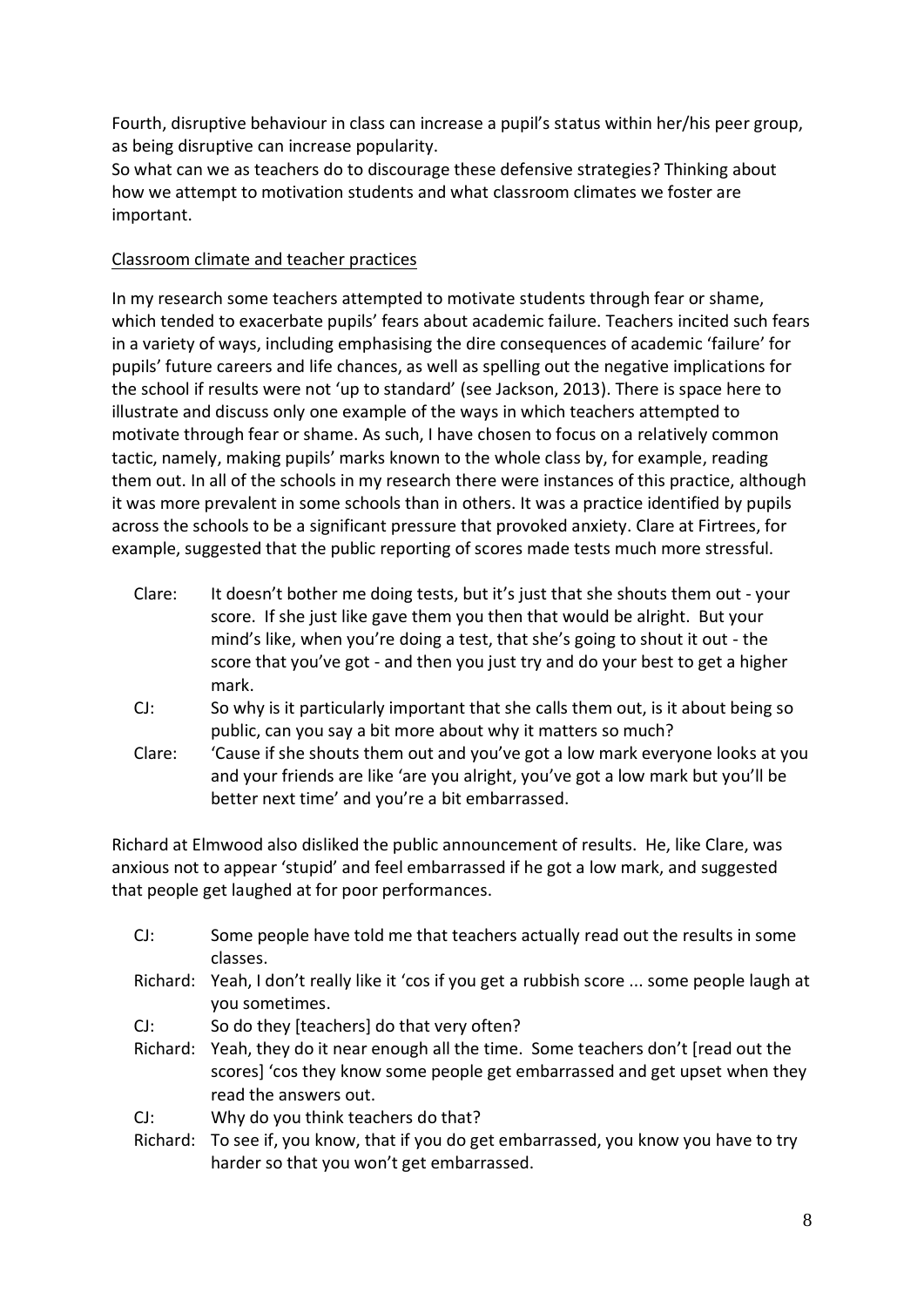Fourth, disruptive behaviour in class can increase a pupil's status within her/his peer group, as being disruptive can increase popularity.

So what can we as teachers do to discourage these defensive strategies? Thinking about how we attempt to motivation students and what classroom climates we foster are important.

## Classroom climate and teacher practices

In my research some teachers attempted to motivate students through fear or shame, which tended to exacerbate pupils' fears about academic failure. Teachers incited such fears in a variety of ways, including emphasising the dire consequences of academic 'failure' for pupils' future careers and life chances, as well as spelling out the negative implications for the school if results were not 'up to standard' (see Jackson, 2013). There is space here to illustrate and discuss only one example of the ways in which teachers attempted to motivate through fear or shame. As such, I have chosen to focus on a relatively common tactic, namely, making pupils' marks known to the whole class by, for example, reading them out. In all of the schools in my research there were instances of this practice, although it was more prevalent in some schools than in others. It was a practice identified by pupils across the schools to be a significant pressure that provoked anxiety. Clare at Firtrees, for example, suggested that the public reporting of scores made tests much more stressful.

> Clare: It doesn't bother me doing tests, but it's just that she shouts them out - your score. If she just like gave them you then that would be alright. But your mind's like, when you're doing a test, that she's going to shout it out - the score that you've got - and then you just try and do your best to get a higher mark.
>
> CJ: So why is it particularly important that she calls them out, is it about being so public, can you say a bit more about why it matters so much?
>
> Clare: 'Cause if she shouts them out and you've got a low mark everyone looks at you and your friends are like 'are you alright, you've got a low mark but you'll be better next time' and you're a bit embarrassed.

Richard at Elmwood also disliked the public announcement of results. He, like Clare, was anxious not to appear 'stupid' and feel embarrassed if he got a low mark, and suggested that people get laughed at for poor performances.

> CJ: Some people have told me that teachers actually read out the results in some classes.
>
> Richard: Yeah, I don't really like it 'cos if you get a rubbish score ... some people laugh at you sometimes.
>
> CJ: So do they [teachers] do that very often?
>
> Richard: Yeah, they do it near enough all the time. Some teachers don't [read out the scores] 'cos they know some people get embarrassed and get upset when they read the answers out.
>
> CJ: Why do you think teachers do that?
>
> Richard: To see if, you know, that if you do get embarrassed, you know you have to try harder so that you won't get embarrassed.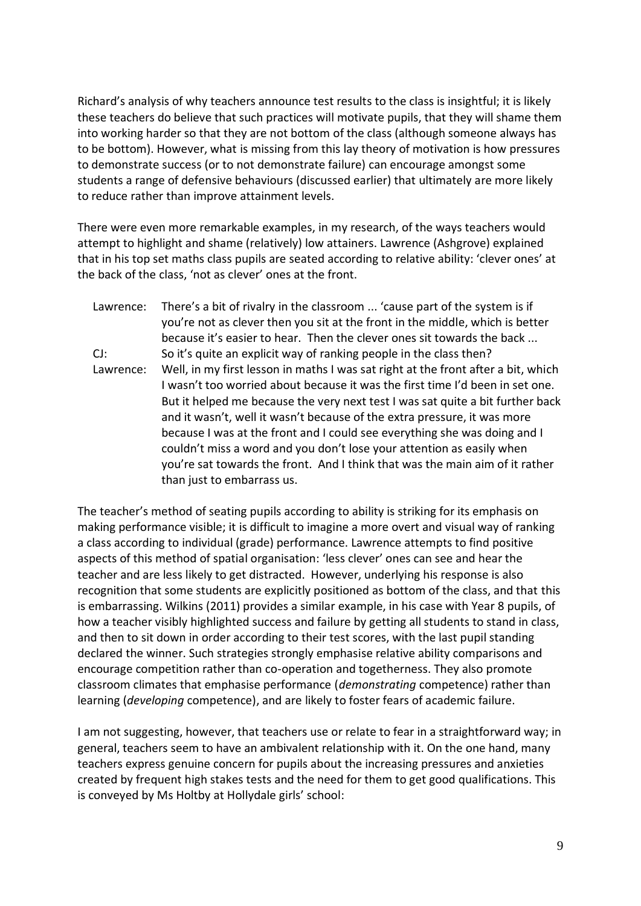Richard's analysis of why teachers announce test results to the class is insightful; it is likely these teachers do believe that such practices will motivate pupils, that they will shame them into working harder so that they are not bottom of the class (although someone always has to be bottom). However, what is missing from this lay theory of motivation is how pressures to demonstrate success (or to not demonstrate failure) can encourage amongst some students a range of defensive behaviours (discussed earlier) that ultimately are more likely to reduce rather than improve attainment levels.

There were even more remarkable examples, in my research, of the ways teachers would attempt to highlight and shame (relatively) low attainers. Lawrence (Ashgrove) explained that in his top set maths class pupils are seated according to relative ability: 'clever ones' at the back of the class, 'not as clever' ones at the front.

> Lawrence: There's a bit of rivalry in the classroom ... 'cause part of the system is if you're not as clever then you sit at the front in the middle, which is better because it's easier to hear. Then the clever ones sit towards the back ...
>
> CJ: So it's quite an explicit way of ranking people in the class then?
>
> Lawrence: Well, in my first lesson in maths I was sat right at the front after a bit, which I wasn't too worried about because it was the first time I'd been in set one. But it helped me because the very next test I was sat quite a bit further back and it wasn't, well it wasn't because of the extra pressure, it was more because I was at the front and I could see everything she was doing and I couldn't miss a word and you don't lose your attention as easily when you're sat towards the front. And I think that was the main aim of it rather than just to embarrass us.

The teacher's method of seating pupils according to ability is striking for its emphasis on making performance visible; it is difficult to imagine a more overt and visual way of ranking a class according to individual (grade) performance. Lawrence attempts to find positive aspects of this method of spatial organisation: 'less clever' ones can see and hear the teacher and are less likely to get distracted. However, underlying his response is also recognition that some students are explicitly positioned as bottom of the class, and that this is embarrassing. Wilkins (2011) provides a similar example, in his case with Year 8 pupils, of how a teacher visibly highlighted success and failure by getting all students to stand in class, and then to sit down in order according to their test scores, with the last pupil standing declared the winner. Such strategies strongly emphasise relative ability comparisons and encourage competition rather than co-operation and togetherness. They also promote classroom climates that emphasise performance (*demonstrating* competence) rather than learning (*developing* competence), and are likely to foster fears of academic failure.

I am not suggesting, however, that teachers use or relate to fear in a straightforward way; in general, teachers seem to have an ambivalent relationship with it. On the one hand, many teachers express genuine concern for pupils about the increasing pressures and anxieties created by frequent high stakes tests and the need for them to get good qualifications. This is conveyed by Ms Holtby at Hollydale girls' school: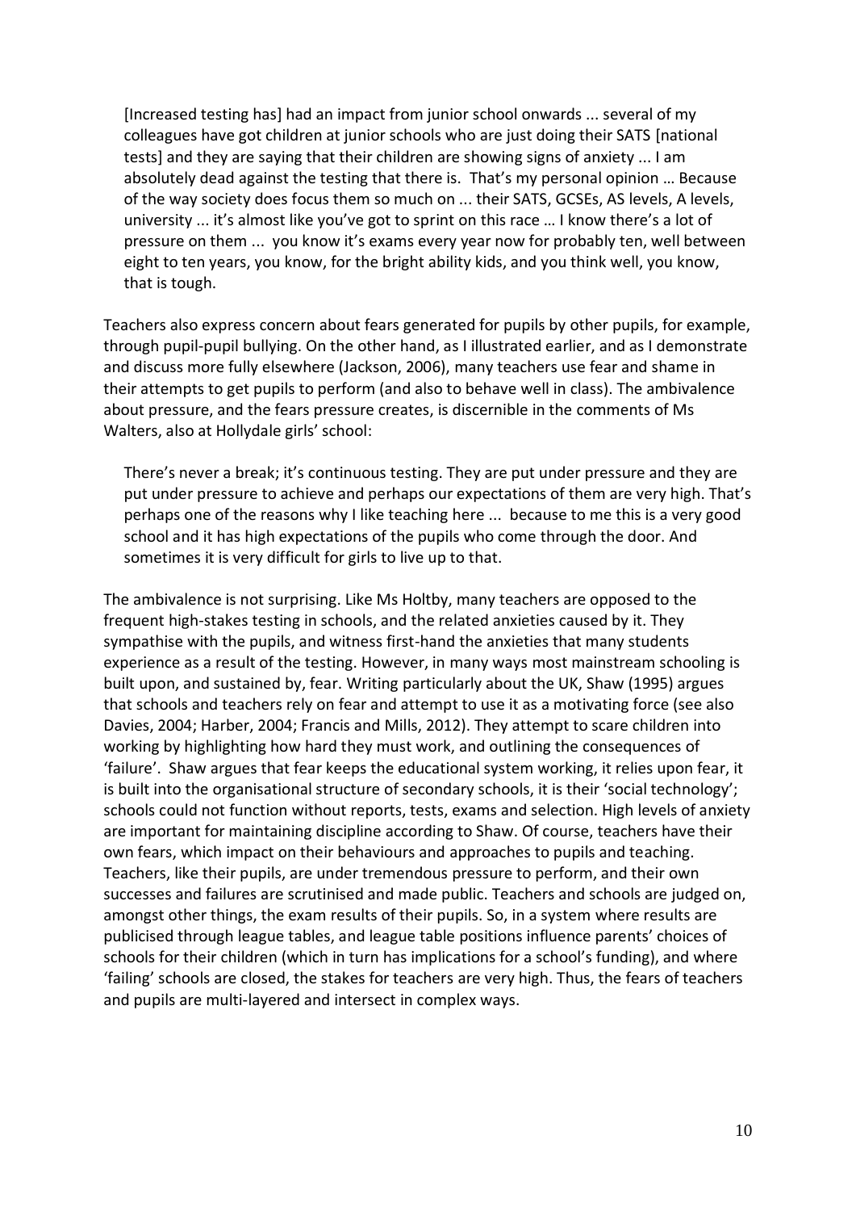> [Increased testing has] had an impact from junior school onwards ... several of my colleagues have got children at junior schools who are just doing their SATS [national tests] and they are saying that their children are showing signs of anxiety ... I am absolutely dead against the testing that there is. That's my personal opinion … Because of the way society does focus them so much on ... their SATS, GCSEs, AS levels, A levels, university ... it's almost like you've got to sprint on this race … I know there's a lot of pressure on them ... you know it's exams every year now for probably ten, well between eight to ten years, you know, for the bright ability kids, and you think well, you know, that is tough.

Teachers also express concern about fears generated for pupils by other pupils, for example, through pupil-pupil bullying. On the other hand, as I illustrated earlier, and as I demonstrate and discuss more fully elsewhere (Jackson, 2006), many teachers use fear and shame in their attempts to get pupils to perform (and also to behave well in class). The ambivalence about pressure, and the fears pressure creates, is discernible in the comments of Ms Walters, also at Hollydale girls' school:

> There's never a break; it's continuous testing. They are put under pressure and they are put under pressure to achieve and perhaps our expectations of them are very high. That's perhaps one of the reasons why I like teaching here ... because to me this is a very good school and it has high expectations of the pupils who come through the door. And sometimes it is very difficult for girls to live up to that.

The ambivalence is not surprising. Like Ms Holtby, many teachers are opposed to the frequent high-stakes testing in schools, and the related anxieties caused by it. They sympathise with the pupils, and witness first-hand the anxieties that many students experience as a result of the testing. However, in many ways most mainstream schooling is built upon, and sustained by, fear. Writing particularly about the UK, Shaw (1995) argues that schools and teachers rely on fear and attempt to use it as a motivating force (see also Davies, 2004; Harber, 2004; Francis and Mills, 2012). They attempt to scare children into working by highlighting how hard they must work, and outlining the consequences of 'failure'. Shaw argues that fear keeps the educational system working, it relies upon fear, it is built into the organisational structure of secondary schools, it is their 'social technology'; schools could not function without reports, tests, exams and selection. High levels of anxiety are important for maintaining discipline according to Shaw. Of course, teachers have their own fears, which impact on their behaviours and approaches to pupils and teaching. Teachers, like their pupils, are under tremendous pressure to perform, and their own successes and failures are scrutinised and made public. Teachers and schools are judged on, amongst other things, the exam results of their pupils. So, in a system where results are publicised through league tables, and league table positions influence parents' choices of schools for their children (which in turn has implications for a school's funding), and where 'failing' schools are closed, the stakes for teachers are very high. Thus, the fears of teachers and pupils are multi-layered and intersect in complex ways.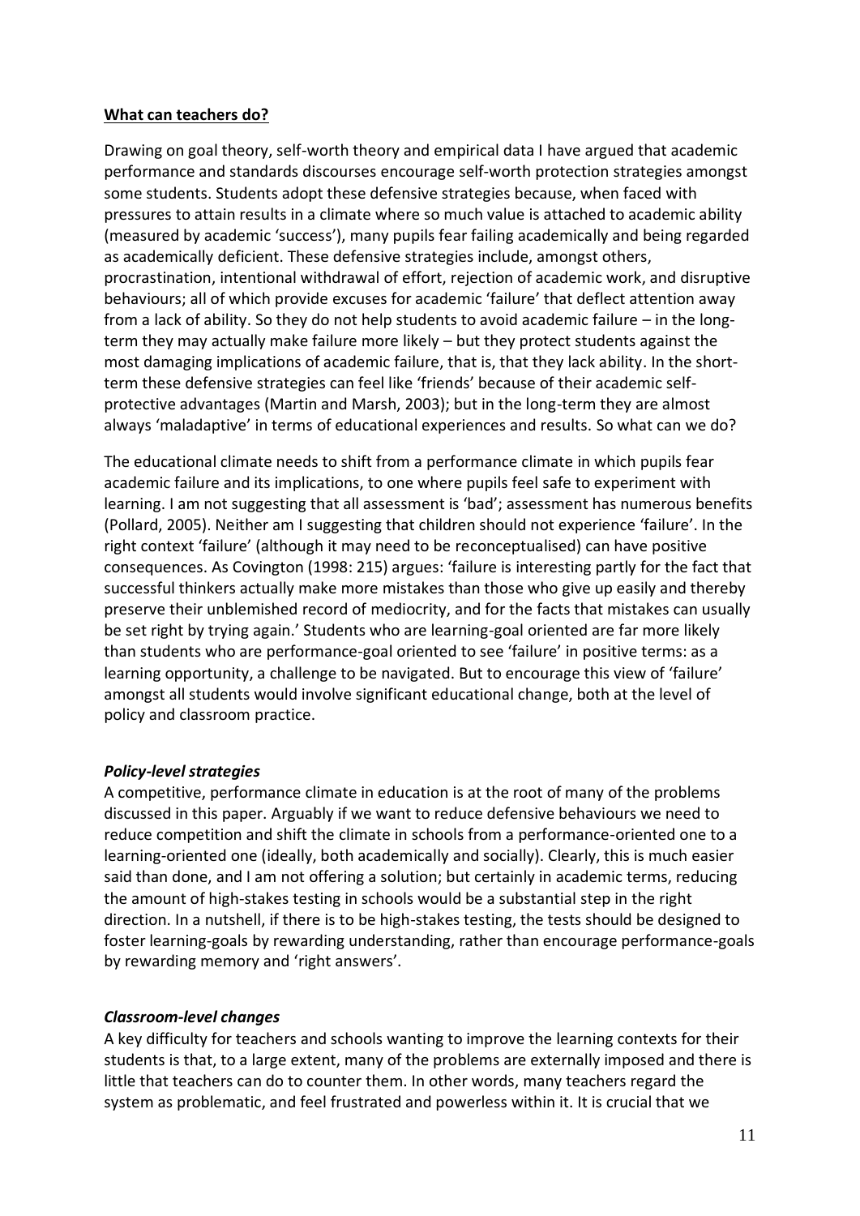**What can teachers do?**

Drawing on goal theory, self-worth theory and empirical data I have argued that academic performance and standards discourses encourage self-worth protection strategies amongst some students. Students adopt these defensive strategies because, when faced with pressures to attain results in a climate where so much value is attached to academic ability (measured by academic 'success'), many pupils fear failing academically and being regarded as academically deficient. These defensive strategies include, amongst others, procrastination, intentional withdrawal of effort, rejection of academic work, and disruptive behaviours; all of which provide excuses for academic 'failure' that deflect attention away from a lack of ability. So they do not help students to avoid academic failure – in the long-term they may actually make failure more likely – but they protect students against the most damaging implications of academic failure, that is, that they lack ability. In the short-term these defensive strategies can feel like 'friends' because of their academic self-protective advantages (Martin and Marsh, 2003); but in the long-term they are almost always 'maladaptive' in terms of educational experiences and results. So what can we do?

The educational climate needs to shift from a performance climate in which pupils fear academic failure and its implications, to one where pupils feel safe to experiment with learning. I am not suggesting that all assessment is 'bad'; assessment has numerous benefits (Pollard, 2005). Neither am I suggesting that children should not experience 'failure'. In the right context 'failure' (although it may need to be reconceptualised) can have positive consequences. As Covington (1998: 215) argues: 'failure is interesting partly for the fact that successful thinkers actually make more mistakes than those who give up easily and thereby preserve their unblemished record of mediocrity, and for the facts that mistakes can usually be set right by trying again.' Students who are learning-goal oriented are far more likely than students who are performance-goal oriented to see 'failure' in positive terms: as a learning opportunity, a challenge to be navigated. But to encourage this view of 'failure' amongst all students would involve significant educational change, both at the level of policy and classroom practice.

***Policy-level strategies***

A competitive, performance climate in education is at the root of many of the problems discussed in this paper. Arguably if we want to reduce defensive behaviours we need to reduce competition and shift the climate in schools from a performance-oriented one to a learning-oriented one (ideally, both academically and socially). Clearly, this is much easier said than done, and I am not offering a solution; but certainly in academic terms, reducing the amount of high-stakes testing in schools would be a substantial step in the right direction. In a nutshell, if there is to be high-stakes testing, the tests should be designed to foster learning-goals by rewarding understanding, rather than encourage performance-goals by rewarding memory and 'right answers'.

***Classroom-level changes***

A key difficulty for teachers and schools wanting to improve the learning contexts for their students is that, to a large extent, many of the problems are externally imposed and there is little that teachers can do to counter them. In other words, many teachers regard the system as problematic, and feel frustrated and powerless within it. It is crucial that we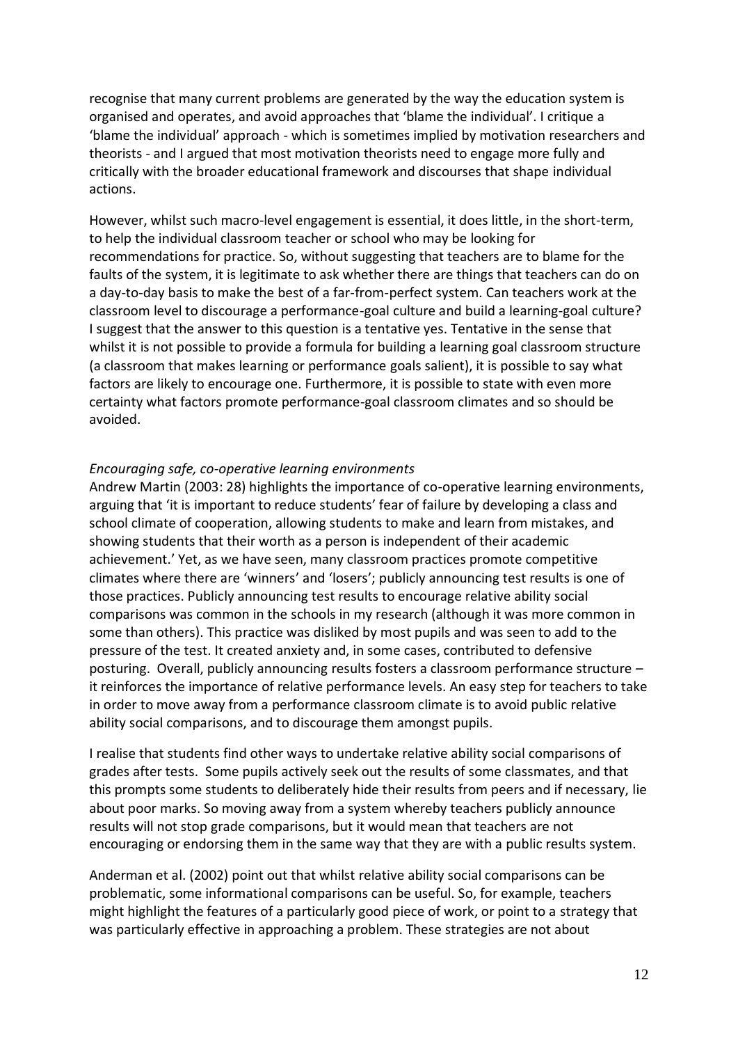recognise that many current problems are generated by the way the education system is organised and operates, and avoid approaches that 'blame the individual'. I critique a 'blame the individual' approach - which is sometimes implied by motivation researchers and theorists - and I argued that most motivation theorists need to engage more fully and critically with the broader educational framework and discourses that shape individual actions.

However, whilst such macro-level engagement is essential, it does little, in the short-term, to help the individual classroom teacher or school who may be looking for recommendations for practice. So, without suggesting that teachers are to blame for the faults of the system, it is legitimate to ask whether there are things that teachers can do on a day-to-day basis to make the best of a far-from-perfect system. Can teachers work at the classroom level to discourage a performance-goal culture and build a learning-goal culture? I suggest that the answer to this question is a tentative yes. Tentative in the sense that whilst it is not possible to provide a formula for building a learning goal classroom structure (a classroom that makes learning or performance goals salient), it is possible to say what factors are likely to encourage one. Furthermore, it is possible to state with even more certainty what factors promote performance-goal classroom climates and so should be avoided.

*Encouraging safe, co-operative learning environments*

Andrew Martin (2003: 28) highlights the importance of co-operative learning environments, arguing that 'it is important to reduce students' fear of failure by developing a class and school climate of cooperation, allowing students to make and learn from mistakes, and showing students that their worth as a person is independent of their academic achievement.' Yet, as we have seen, many classroom practices promote competitive climates where there are 'winners' and 'losers'; publicly announcing test results is one of those practices. Publicly announcing test results to encourage relative ability social comparisons was common in the schools in my research (although it was more common in some than others). This practice was disliked by most pupils and was seen to add to the pressure of the test. It created anxiety and, in some cases, contributed to defensive posturing. Overall, publicly announcing results fosters a classroom performance structure – it reinforces the importance of relative performance levels. An easy step for teachers to take in order to move away from a performance classroom climate is to avoid public relative ability social comparisons, and to discourage them amongst pupils.

I realise that students find other ways to undertake relative ability social comparisons of grades after tests. Some pupils actively seek out the results of some classmates, and that this prompts some students to deliberately hide their results from peers and if necessary, lie about poor marks. So moving away from a system whereby teachers publicly announce results will not stop grade comparisons, but it would mean that teachers are not encouraging or endorsing them in the same way that they are with a public results system.

Anderman et al. (2002) point out that whilst relative ability social comparisons can be problematic, some informational comparisons can be useful. So, for example, teachers might highlight the features of a particularly good piece of work, or point to a strategy that was particularly effective in approaching a problem. These strategies are not about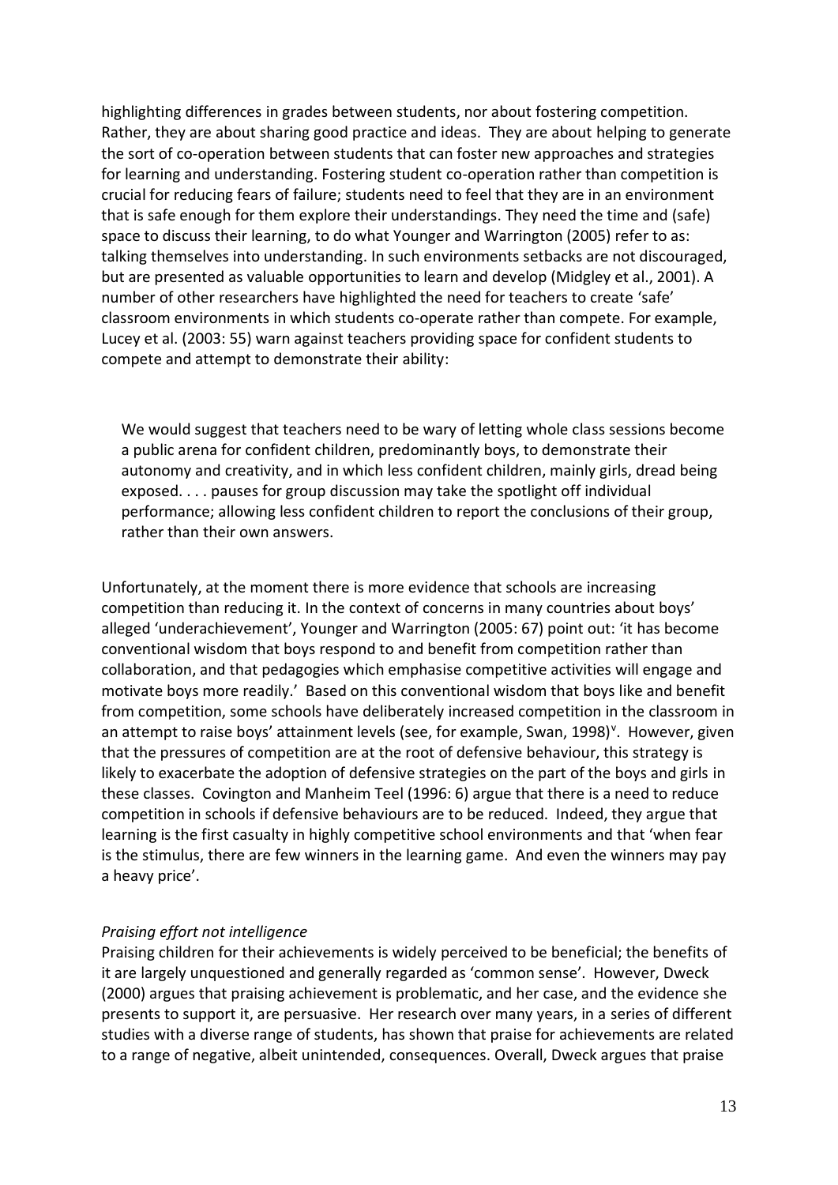highlighting differences in grades between students, nor about fostering competition. Rather, they are about sharing good practice and ideas. They are about helping to generate the sort of co-operation between students that can foster new approaches and strategies for learning and understanding. Fostering student co-operation rather than competition is crucial for reducing fears of failure; students need to feel that they are in an environment that is safe enough for them explore their understandings. They need the time and (safe) space to discuss their learning, to do what Younger and Warrington (2005) refer to as: talking themselves into understanding. In such environments setbacks are not discouraged, but are presented as valuable opportunities to learn and develop (Midgley et al., 2001). A number of other researchers have highlighted the need for teachers to create 'safe' classroom environments in which students co-operate rather than compete. For example, Lucey et al. (2003: 55) warn against teachers providing space for confident students to compete and attempt to demonstrate their ability:

> We would suggest that teachers need to be wary of letting whole class sessions become a public arena for confident children, predominantly boys, to demonstrate their autonomy and creativity, and in which less confident children, mainly girls, dread being exposed. . . . pauses for group discussion may take the spotlight off individual performance; allowing less confident children to report the conclusions of their group, rather than their own answers.

Unfortunately, at the moment there is more evidence that schools are increasing competition than reducing it. In the context of concerns in many countries about boys' alleged 'underachievement', Younger and Warrington (2005: 67) point out: 'it has become conventional wisdom that boys respond to and benefit from competition rather than collaboration, and that pedagogies which emphasise competitive activities will engage and motivate boys more readily.' Based on this conventional wisdom that boys like and benefit from competition, some schools have deliberately increased competition in the classroom in an attempt to raise boys' attainment levels (see, for example, Swan, 1998)[v]. However, given that the pressures of competition are at the root of defensive behaviour, this strategy is likely to exacerbate the adoption of defensive strategies on the part of the boys and girls in these classes. Covington and Manheim Teel (1996: 6) argue that there is a need to reduce competition in schools if defensive behaviours are to be reduced. Indeed, they argue that learning is the first casualty in highly competitive school environments and that 'when fear is the stimulus, there are few winners in the learning game. And even the winners may pay a heavy price'.

*Praising effort not intelligence*

Praising children for their achievements is widely perceived to be beneficial; the benefits of it are largely unquestioned and generally regarded as 'common sense'. However, Dweck (2000) argues that praising achievement is problematic, and her case, and the evidence she presents to support it, are persuasive. Her research over many years, in a series of different studies with a diverse range of students, has shown that praise for achievements are related to a range of negative, albeit unintended, consequences. Overall, Dweck argues that praise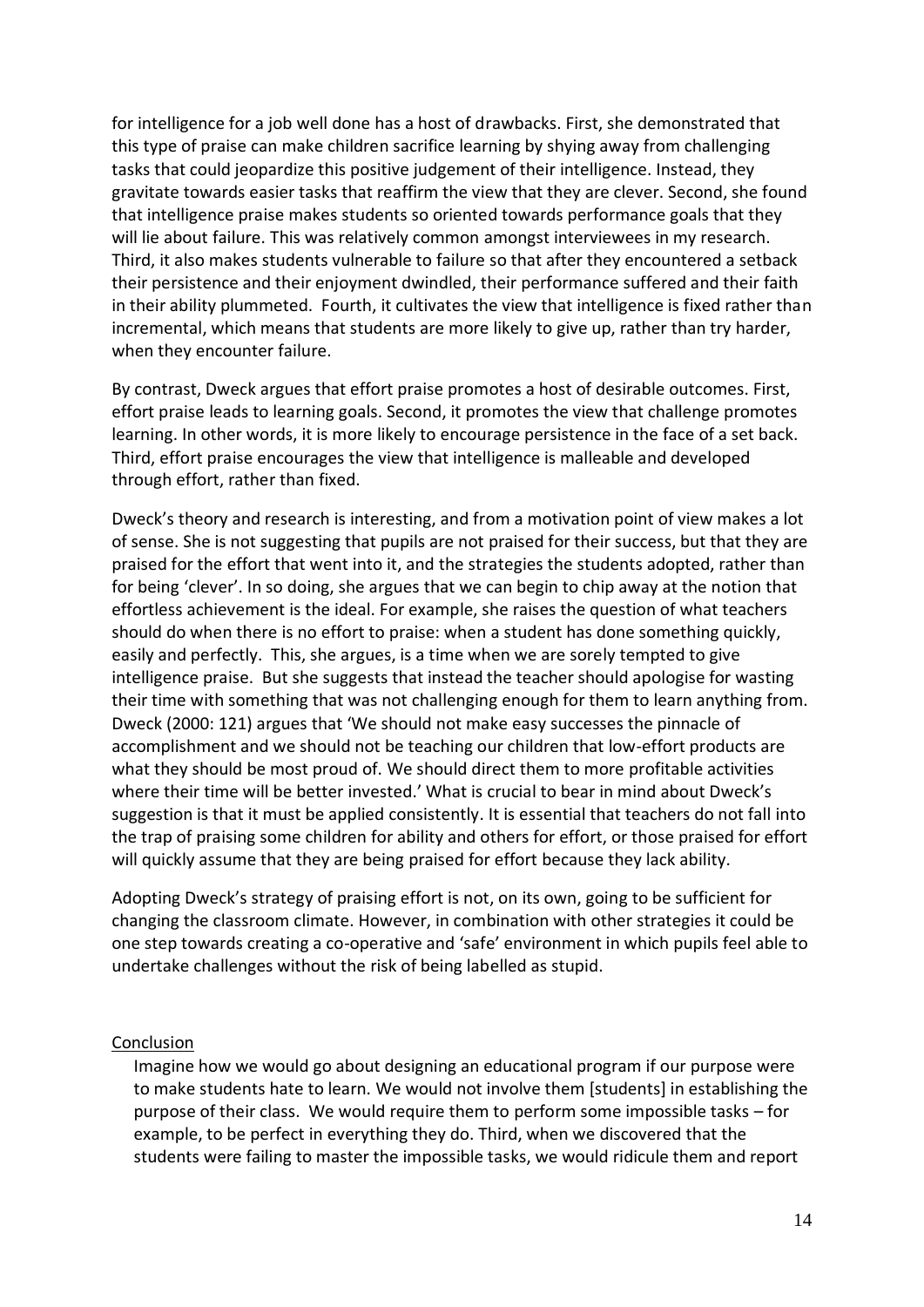for intelligence for a job well done has a host of drawbacks. First, she demonstrated that this type of praise can make children sacrifice learning by shying away from challenging tasks that could jeopardize this positive judgement of their intelligence. Instead, they gravitate towards easier tasks that reaffirm the view that they are clever. Second, she found that intelligence praise makes students so oriented towards performance goals that they will lie about failure. This was relatively common amongst interviewees in my research. Third, it also makes students vulnerable to failure so that after they encountered a setback their persistence and their enjoyment dwindled, their performance suffered and their faith in their ability plummeted. Fourth, it cultivates the view that intelligence is fixed rather than incremental, which means that students are more likely to give up, rather than try harder, when they encounter failure.

By contrast, Dweck argues that effort praise promotes a host of desirable outcomes. First, effort praise leads to learning goals. Second, it promotes the view that challenge promotes learning. In other words, it is more likely to encourage persistence in the face of a set back. Third, effort praise encourages the view that intelligence is malleable and developed through effort, rather than fixed.

Dweck's theory and research is interesting, and from a motivation point of view makes a lot of sense. She is not suggesting that pupils are not praised for their success, but that they are praised for the effort that went into it, and the strategies the students adopted, rather than for being 'clever'. In so doing, she argues that we can begin to chip away at the notion that effortless achievement is the ideal. For example, she raises the question of what teachers should do when there is no effort to praise: when a student has done something quickly, easily and perfectly. This, she argues, is a time when we are sorely tempted to give intelligence praise. But she suggests that instead the teacher should apologise for wasting their time with something that was not challenging enough for them to learn anything from. Dweck (2000: 121) argues that 'We should not make easy successes the pinnacle of accomplishment and we should not be teaching our children that low-effort products are what they should be most proud of. We should direct them to more profitable activities where their time will be better invested.' What is crucial to bear in mind about Dweck's suggestion is that it must be applied consistently. It is essential that teachers do not fall into the trap of praising some children for ability and others for effort, or those praised for effort will quickly assume that they are being praised for effort because they lack ability.

Adopting Dweck's strategy of praising effort is not, on its own, going to be sufficient for changing the classroom climate. However, in combination with other strategies it could be one step towards creating a co-operative and 'safe' environment in which pupils feel able to undertake challenges without the risk of being labelled as stupid.

## Conclusion

> Imagine how we would go about designing an educational program if our purpose were to make students hate to learn. We would not involve them [students] in establishing the purpose of their class. We would require them to perform some impossible tasks – for example, to be perfect in everything they do. Third, when we discovered that the students were failing to master the impossible tasks, we would ridicule them and report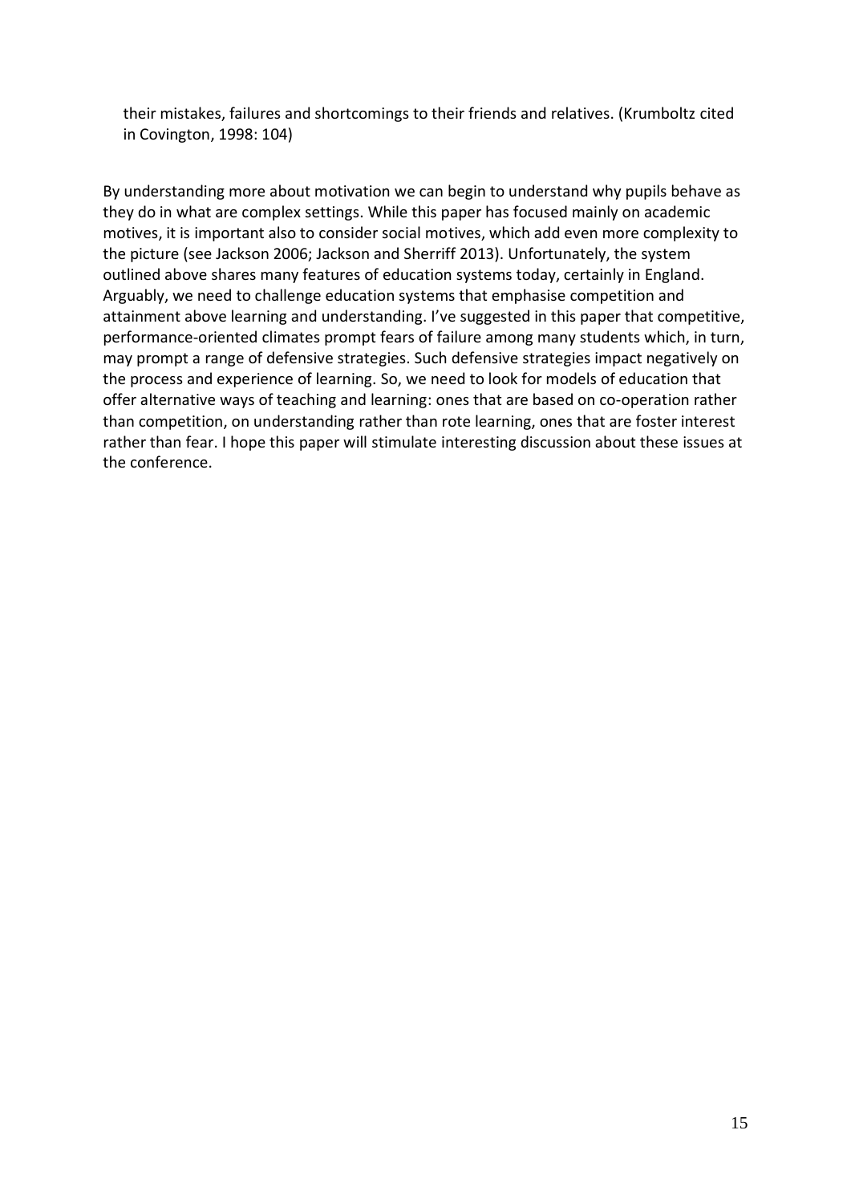> their mistakes, failures and shortcomings to their friends and relatives. (Krumboltz cited in Covington, 1998: 104)

By understanding more about motivation we can begin to understand why pupils behave as they do in what are complex settings. While this paper has focused mainly on academic motives, it is important also to consider social motives, which add even more complexity to the picture (see Jackson 2006; Jackson and Sherriff 2013). Unfortunately, the system outlined above shares many features of education systems today, certainly in England. Arguably, we need to challenge education systems that emphasise competition and attainment above learning and understanding. I've suggested in this paper that competitive, performance-oriented climates prompt fears of failure among many students which, in turn, may prompt a range of defensive strategies. Such defensive strategies impact negatively on the process and experience of learning. So, we need to look for models of education that offer alternative ways of teaching and learning: ones that are based on co-operation rather than competition, on understanding rather than rote learning, ones that are foster interest rather than fear. I hope this paper will stimulate interesting discussion about these issues at the conference.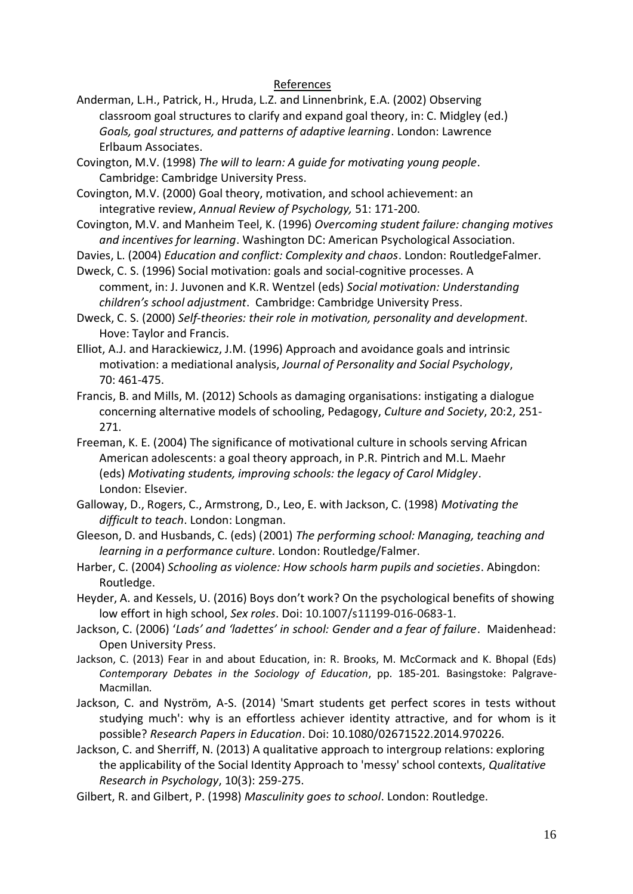## References

Anderman, L.H., Patrick, H., Hruda, L.Z. and Linnenbrink, E.A. (2002) Observing classroom goal structures to clarify and expand goal theory, in: C. Midgley (ed.) *Goals, goal structures, and patterns of adaptive learning*. London: Lawrence Erlbaum Associates.

Covington, M.V. (1998) *The will to learn: A guide for motivating young people*. Cambridge: Cambridge University Press.

Covington, M.V. (2000) Goal theory, motivation, and school achievement: an integrative review, *Annual Review of Psychology,* 51: 171-200.

Covington, M.V. and Manheim Teel, K. (1996) *Overcoming student failure: changing motives and incentives for learning*. Washington DC: American Psychological Association.

Davies, L. (2004) *Education and conflict: Complexity and chaos*. London: RoutledgeFalmer.

Dweck, C. S. (1996) Social motivation: goals and social-cognitive processes. A comment, in: J. Juvonen and K.R. Wentzel (eds) *Social motivation: Understanding children's school adjustment*. Cambridge: Cambridge University Press.

Dweck, C. S. (2000) *Self-theories: their role in motivation, personality and development*. Hove: Taylor and Francis.

Elliot, A.J. and Harackiewicz, J.M. (1996) Approach and avoidance goals and intrinsic motivation: a mediational analysis, *Journal of Personality and Social Psychology*, 70: 461-475.

Francis, B. and Mills, M. (2012) Schools as damaging organisations: instigating a dialogue concerning alternative models of schooling, Pedagogy, *Culture and Society*, 20:2, 251-271.

Freeman, K. E. (2004) The significance of motivational culture in schools serving African American adolescents: a goal theory approach, in P.R. Pintrich and M.L. Maehr (eds) *Motivating students, improving schools: the legacy of Carol Midgley*. London: Elsevier.

Galloway, D., Rogers, C., Armstrong, D., Leo, E. with Jackson, C. (1998) *Motivating the difficult to teach*. London: Longman.

Gleeson, D. and Husbands, C. (eds) (2001) *The performing school: Managing, teaching and learning in a performance culture*. London: Routledge/Falmer.

Harber, C. (2004) *Schooling as violence: How schools harm pupils and societies*. Abingdon: Routledge.

Heyder, A. and Kessels, U. (2016) Boys don't work? On the psychological benefits of showing low effort in high school, *Sex roles*. Doi: 10.1007/s11199-016-0683-1.

Jackson, C. (2006) *'Lads' and 'ladettes' in school: Gender and a fear of failure*. Maidenhead: Open University Press.

Jackson, C. (2013) Fear in and about Education, in: R. Brooks, M. McCormack and K. Bhopal (Eds) *Contemporary Debates in the Sociology of Education*, pp. 185-201. Basingstoke: Palgrave-Macmillan.

Jackson, C. and Nyström, A-S. (2014) 'Smart students get perfect scores in tests without studying much': why is an effortless achiever identity attractive, and for whom is it possible? *Research Papers in Education*. Doi: 10.1080/02671522.2014.970226.

Jackson, C. and Sherriff, N. (2013) A qualitative approach to intergroup relations: exploring the applicability of the Social Identity Approach to 'messy' school contexts, *Qualitative Research in Psychology*, 10(3): 259-275.

Gilbert, R. and Gilbert, P. (1998) *Masculinity goes to school*. London: Routledge.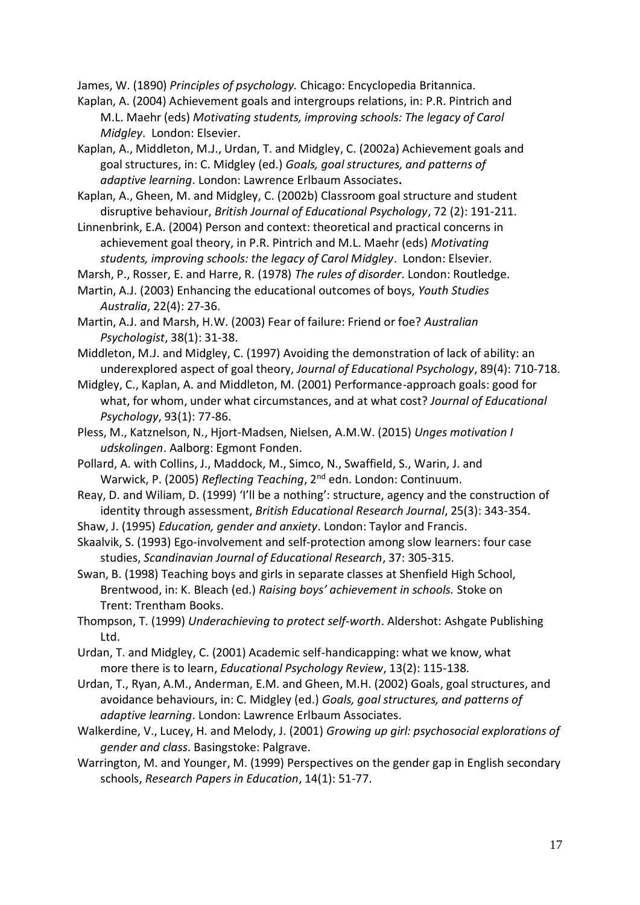James, W. (1890) *Principles of psychology.* Chicago: Encyclopedia Britannica.

Kaplan, A. (2004) Achievement goals and intergroups relations, in: P.R. Pintrich and M.L. Maehr (eds) *Motivating students, improving schools: The legacy of Carol Midgley*. London: Elsevier.

Kaplan, A., Middleton, M.J., Urdan, T. and Midgley, C. (2002a) Achievement goals and goal structures, in: C. Midgley (ed.) *Goals, goal structures, and patterns of adaptive learning*. London: Lawrence Erlbaum Associates**.**

Kaplan, A., Gheen, M. and Midgley, C. (2002b) Classroom goal structure and student disruptive behaviour, *British Journal of Educational Psychology*, 72 (2): 191-211.

Linnenbrink, E.A. (2004) Person and context: theoretical and practical concerns in achievement goal theory, in P.R. Pintrich and M.L. Maehr (eds) *Motivating students, improving schools: the legacy of Carol Midgley*. London: Elsevier.

Marsh, P., Rosser, E. and Harre, R. (1978) *The rules of disorder*. London: Routledge.

Martin, A.J. (2003) Enhancing the educational outcomes of boys, *Youth Studies Australia*, 22(4): 27-36.

Martin, A.J. and Marsh, H.W. (2003) Fear of failure: Friend or foe? *Australian Psychologist*, 38(1): 31-38.

Middleton, M.J. and Midgley, C. (1997) Avoiding the demonstration of lack of ability: an underexplored aspect of goal theory, *Journal of Educational Psychology*, 89(4): 710-718.

Midgley, C., Kaplan, A. and Middleton, M. (2001) Performance-approach goals: good for what, for whom, under what circumstances, and at what cost? *Journal of Educational Psychology*, 93(1): 77-86.

Pless, M., Katznelson, N., Hjort-Madsen, Nielsen, A.M.W. (2015) *Unges motivation I udskolingen*. Aalborg: Egmont Fonden.

Pollard, A. with Collins, J., Maddock, M., Simco, N., Swaffield, S., Warin, J. and Warwick, P. (2005) *Reflecting Teaching*, 2nd edn. London: Continuum.

Reay, D. and Wiliam, D. (1999) 'I'll be a nothing': structure, agency and the construction of identity through assessment, *British Educational Research Journal*, 25(3): 343-354.

Shaw, J. (1995) *Education, gender and anxiety*. London: Taylor and Francis.

Skaalvik, S. (1993) Ego-involvement and self-protection among slow learners: four case studies, *Scandinavian Journal of Educational Research*, 37: 305-315.

Swan, B. (1998) Teaching boys and girls in separate classes at Shenfield High School, Brentwood, in: K. Bleach (ed.) *Raising boys' achievement in schools.* Stoke on Trent: Trentham Books.

Thompson, T. (1999) *Underachieving to protect self-worth*. Aldershot: Ashgate Publishing Ltd.

Urdan, T. and Midgley, C. (2001) Academic self-handicapping: what we know, what more there is to learn, *Educational Psychology Review*, 13(2): 115-138.

Urdan, T., Ryan, A.M., Anderman, E.M. and Gheen, M.H. (2002) Goals, goal structures, and avoidance behaviours, in: C. Midgley (ed.) *Goals, goal structures, and patterns of adaptive learning*. London: Lawrence Erlbaum Associates.

Walkerdine, V., Lucey, H. and Melody, J. (2001) *Growing up girl: psychosocial explorations of gender and class*. Basingstoke: Palgrave.

Warrington, M. and Younger, M. (1999) Perspectives on the gender gap in English secondary schools, *Research Papers in Education*, 14(1): 51-77.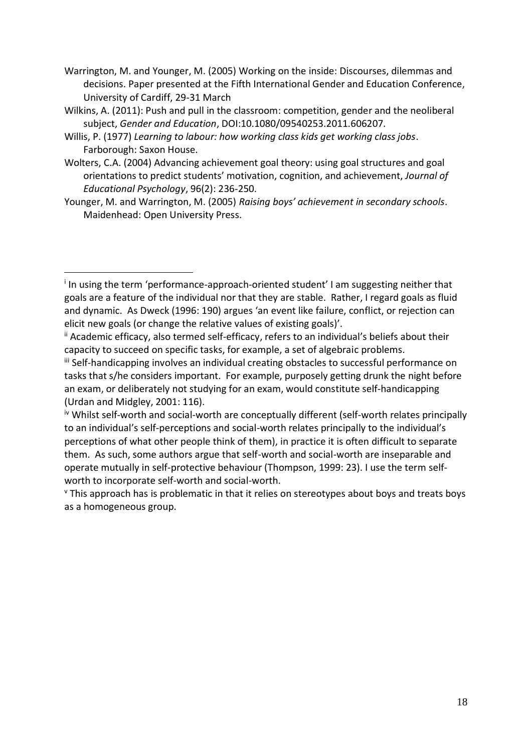Warrington, M. and Younger, M. (2005) Working on the inside: Discourses, dilemmas and decisions. Paper presented at the Fifth International Gender and Education Conference, University of Cardiff, 29-31 March

Wilkins, A. (2011): Push and pull in the classroom: competition, gender and the neoliberal subject, *Gender and Education*, DOI:10.1080/09540253.2011.606207.

Willis, P. (1977) *Learning to labour: how working class kids get working class jobs*. Farborough: Saxon House.

Wolters, C.A. (2004) Advancing achievement goal theory: using goal structures and goal orientations to predict students' motivation, cognition, and achievement, *Journal of Educational Psychology*, 96(2): 236-250.

Younger, M. and Warrington, M. (2005) *Raising boys' achievement in secondary schools*. Maidenhead: Open University Press.

---

[i] In using the term 'performance-approach-oriented student' I am suggesting neither that goals are a feature of the individual nor that they are stable. Rather, I regard goals as fluid and dynamic. As Dweck (1996: 190) argues 'an event like failure, conflict, or rejection can elicit new goals (or change the relative values of existing goals)'.

[ii] Academic efficacy, also termed self-efficacy, refers to an individual's beliefs about their capacity to succeed on specific tasks, for example, a set of algebraic problems.

[iii] Self-handicapping involves an individual creating obstacles to successful performance on tasks that s/he considers important. For example, purposely getting drunk the night before an exam, or deliberately not studying for an exam, would constitute self-handicapping (Urdan and Midgley, 2001: 116).

[iv] Whilst self-worth and social-worth are conceptually different (self-worth relates principally to an individual's self-perceptions and social-worth relates principally to the individual's perceptions of what other people think of them), in practice it is often difficult to separate them. As such, some authors argue that self-worth and social-worth are inseparable and operate mutually in self-protective behaviour (Thompson, 1999: 23). I use the term self-worth to incorporate self-worth and social-worth.

[v] This approach has is problematic in that it relies on stereotypes about boys and treats boys as a homogeneous group.